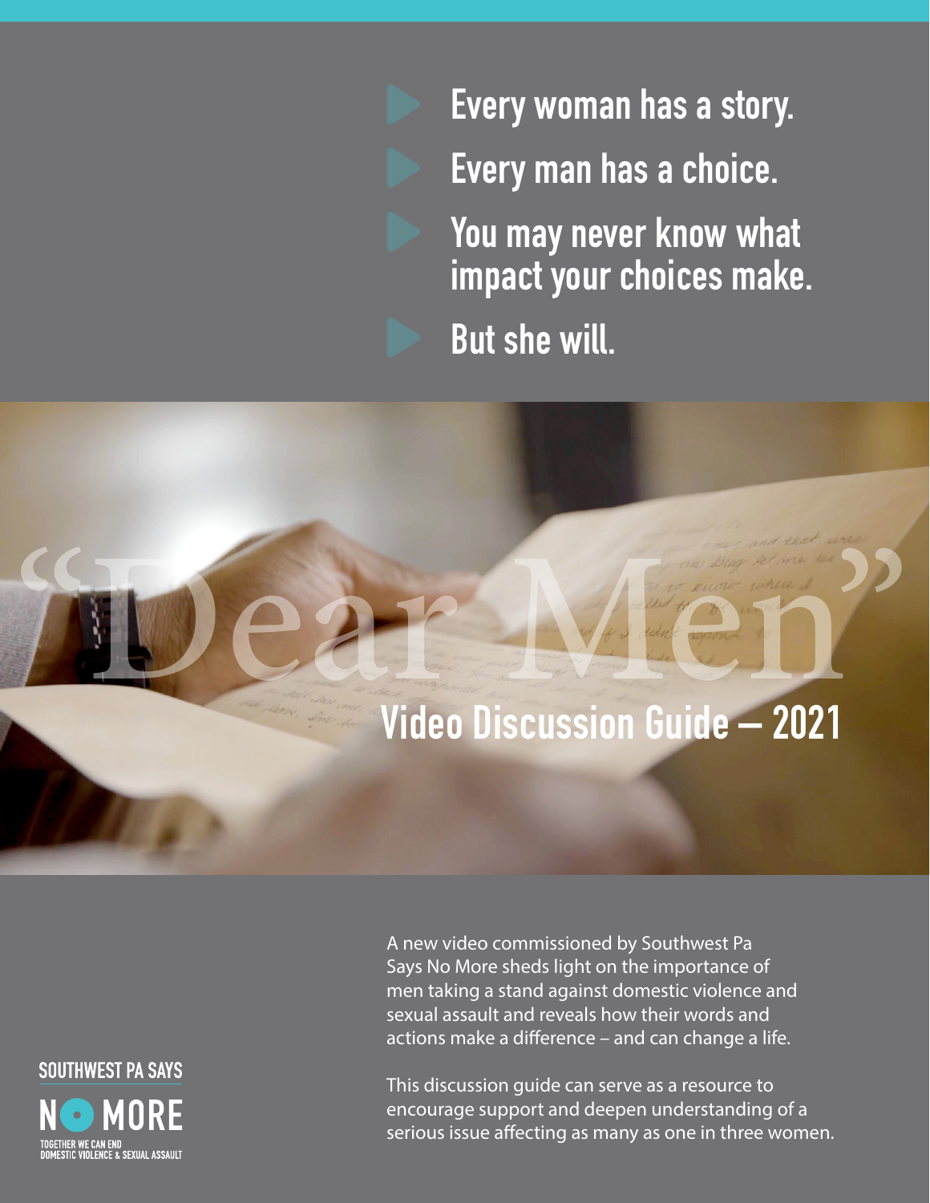- Every woman has a story.
- Every man has a choice.
- You may never know what impact your choices make.
- But she will.

# "Dear Men"

## Video Discussion Guide – 2021

A new video commissioned by Southwest Pa Says No More sheds light on the importance of men taking a stand against domestic violence and sexual assault and reveals how their words and actions make a difference – and can change a life.

This discussion guide can serve as a resource to encourage support and deepen understanding of a serious issue affecting as many as one in three women.

SOUTHWEST PA SAYS NO MORE

TOGETHER WE CAN END DOMESTIC VIOLENCE & SEXUAL ASSAULT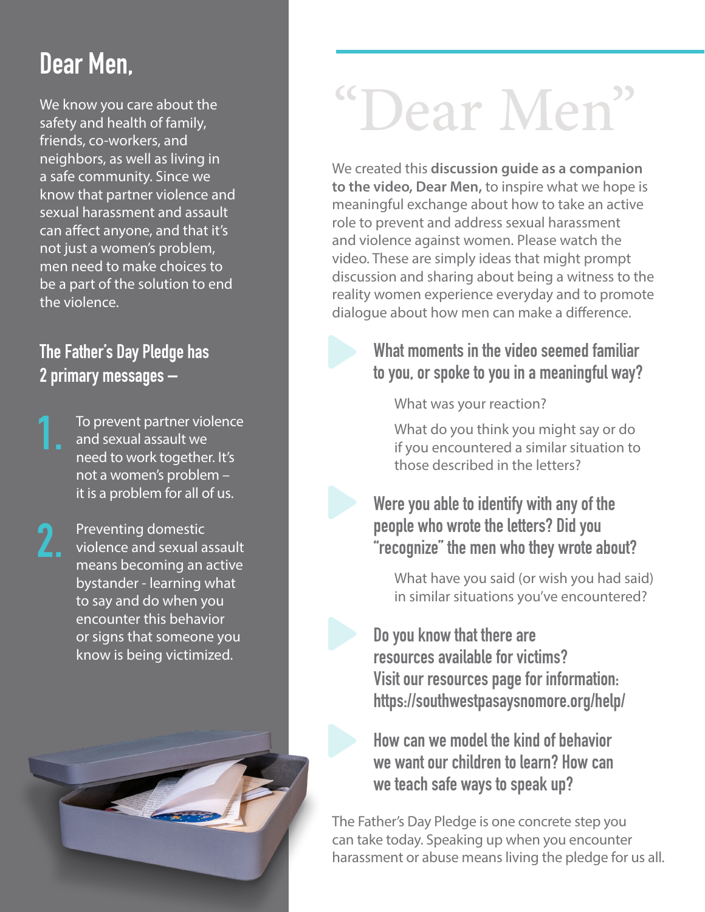# Dear Men,

We know you care about the safety and health of family, friends, co-workers, and neighbors, as well as living in a safe community. Since we know that partner violence and sexual harassment and assault can affect anyone, and that it's not just a women's problem, men need to make choices to be a part of the solution to end the violence.

## The Father's Day Pledge has 2 primary messages –

1. To prevent partner violence and sexual assault we need to work together. It's not a women's problem – it is a problem for all of us.
2. Preventing domestic violence and sexual assault means becoming an active bystander - learning what to say and do when you encounter this behavior or signs that someone you know is being victimized.

# "Dear Men"

We created this **discussion guide as a companion to the video, Dear Men,** to inspire what we hope is meaningful exchange about how to take an active role to prevent and address sexual harassment and violence against women. Please watch the video. These are simply ideas that might prompt discussion and sharing about being a witness to the reality women experience everyday and to promote dialogue about how men can make a difference.

### What moments in the video seemed familiar to you, or spoke to you in a meaningful way?

What was your reaction?

What do you think you might say or do if you encountered a similar situation to those described in the letters?

### Were you able to identify with any of the people who wrote the letters? Did you "recognize" the men who they wrote about?

What have you said (or wish you had said) in similar situations you've encountered?

### Do you know that there are resources available for victims? Visit our resources page for information: https://southwestpasaysnomore.org/help/

### How can we model the kind of behavior we want our children to learn? How can we teach safe ways to speak up?

The Father's Day Pledge is one concrete step you can take today. Speaking up when you encounter harassment or abuse means living the pledge for us all.